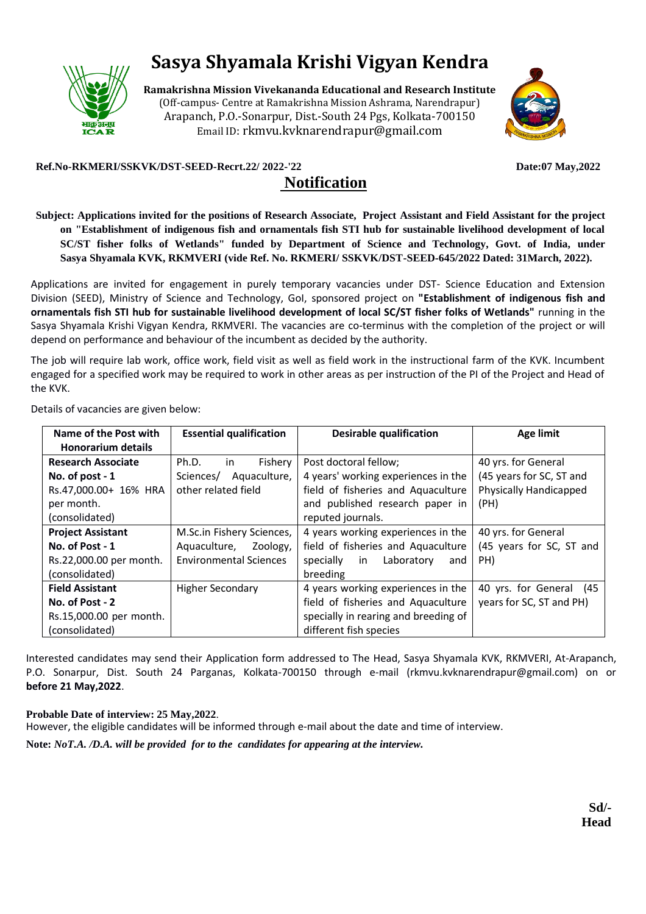# Sasya Shyamala Krishi Vigyan Kendra

**Ramakrishna Mission Vivekananda Educational and Research Institute**
(Off-campus- Centre at Ramakrishna Mission Ashrama, Narendrapur)
Arapanch, P.O.-Sonarpur, Dist.-South 24 Pgs, Kolkata-700150
Email ID: rkmvu.kvknarendrapur@gmail.com

**Ref.No-RKMERI/SSKVK/DST-SEED-Recrt.22/ 2022-'22** **Date:07 May,2022**

## Notification

**Subject: Applications invited for the positions of Research Associate, Project Assistant and Field Assistant for the project on "Establishment of indigenous fish and ornamentals fish STI hub for sustainable livelihood development of local SC/ST fisher folks of Wetlands" funded by Department of Science and Technology, Govt. of India, under Sasya Shyamala KVK, RKMVERI (vide Ref. No. RKMERI/ SSKVK/DST-SEED-645/2022 Dated: 31March, 2022).**

Applications are invited for engagement in purely temporary vacancies under DST- Science Education and Extension Division (SEED), Ministry of Science and Technology, GoI, sponsored project on **"Establishment of indigenous fish and ornamentals fish STI hub for sustainable livelihood development of local SC/ST fisher folks of Wetlands"** running in the Sasya Shyamala Krishi Vigyan Kendra, RKMVERI. The vacancies are co-terminus with the completion of the project or will depend on performance and behaviour of the incumbent as decided by the authority.

The job will require lab work, office work, field visit as well as field work in the instructional farm of the KVK. Incumbent engaged for a specified work may be required to work in other areas as per instruction of the PI of the Project and Head of the KVK.

Details of vacancies are given below:

| Name of the Post with Honorarium details | Essential qualification | Desirable qualification | Age limit |
|---|---|---|---|
| **Research Associate** **No. of post - 1** Rs.47,000.00+ 16% HRA per month. (consolidated) | Ph.D. in Fishery Sciences/ Aquaculture, other related field | Post doctoral fellow; 4 years' working experiences in the field of fisheries and Aquaculture and published research paper in reputed journals. | 40 yrs. for General (45 years for SC, ST and Physically Handicapped (PH) |
| **Project Assistant** **No. of Post - 1** Rs.22,000.00 per month. (consolidated) | M.Sc.in Fishery Sciences, Aquaculture, Zoology, Environmental Sciences | 4 years working experiences in the field of fisheries and Aquaculture specially in Laboratory and breeding | 40 yrs. for General (45 years for SC, ST and PH) |
| **Field Assistant** **No. of Post - 2** Rs.15,000.00 per month. (consolidated) | Higher Secondary | 4 years working experiences in the field of fisheries and Aquaculture specially in rearing and breeding of different fish species | 40 yrs. for General (45 years for SC, ST and PH) |

Interested candidates may send their Application form addressed to The Head, Sasya Shyamala KVK, RKMVERI, At-Arapanch, P.O. Sonarpur, Dist. South 24 Parganas, Kolkata-700150 through e-mail (rkmvu.kvknarendrapur@gmail.com) on or **before 21 May,2022**.

**Probable Date of interview: 25 May,2022**.
However, the eligible candidates will be informed through e-mail about the date and time of interview.

**Note:** ***NoT.A. /D.A. will be provided for to the candidates for appearing at the interview.***

**Sd/-**
**Head**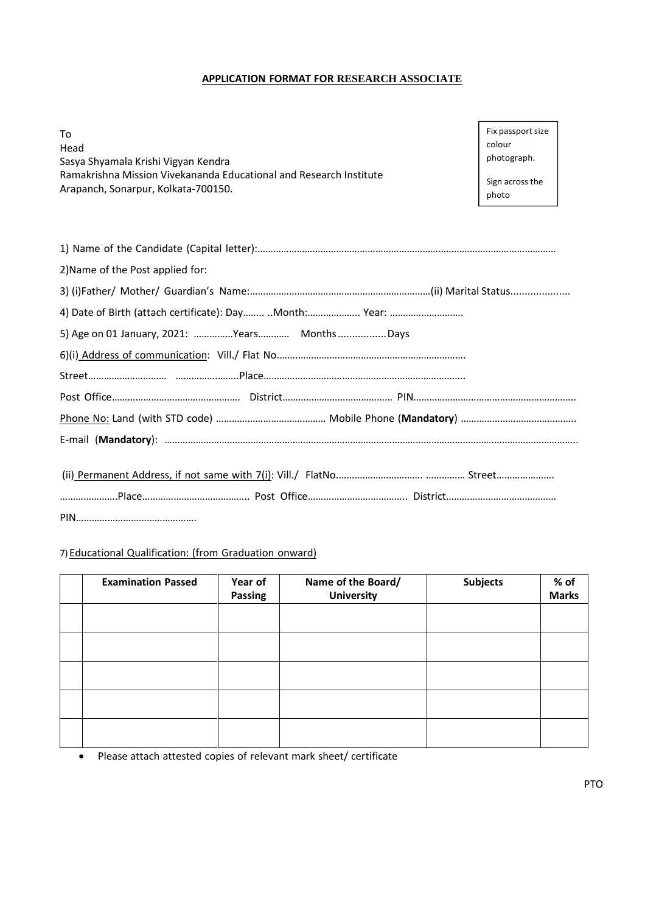**APPLICATION FORMAT FOR RESEARCH ASSOCIATE**

To
Head
Sasya Shyamala Krishi Vigyan Kendra
Ramakrishna Mission Vivekananda Educational and Research Institute
Arapanch, Sonarpur, Kolkata-700150.

Fix passport size colour photograph.

Sign across the photo

1) Name of the Candidate (Capital letter):………………………………………………………………………………………………………

2)Name of the Post applied for:

3) (i)Father/ Mother/ Guardian's Name:…………………………………………………………(ii) Marital Status.....................

4) Date of Birth (attach certificate): Day…….. ..Month:……………….. Year: ……………………….

5) Age on 01 January, 2021: ……………Years………… Months ................Days

6)(i) Address of communication: Vill./ Flat No……………………………………………………………….

Street………………………… …………………..Place…………………………………………………………………..

Post Office…………………………………………. District…………………………………… PIN…………………………………………………….

Phone No: Land (with STD code) …………………………………… Mobile Phone (**Mandatory**) ……………………………………..

E-mail (**Mandatory**): ……………………………………………………………………………………………………………………………………..

(ii) Permanent Address, if not same with 7(i): Vill./ FlatNo……………………………. …………… Street………………….

………………….Place………………………………….. Post Office……………………………….. District……………………………………

PIN……………………………………….

7) Educational Qualification: (from Graduation onward)

| | Examination Passed | Year of Passing | Name of the Board/ University | Subjects | % of Marks |
|---|---|---|---|---|---|
| | | | | | |
| | | | | | |
| | | | | | |
| | | | | | |
| | | | | | |

- Please attach attested copies of relevant mark sheet/ certificate

PTO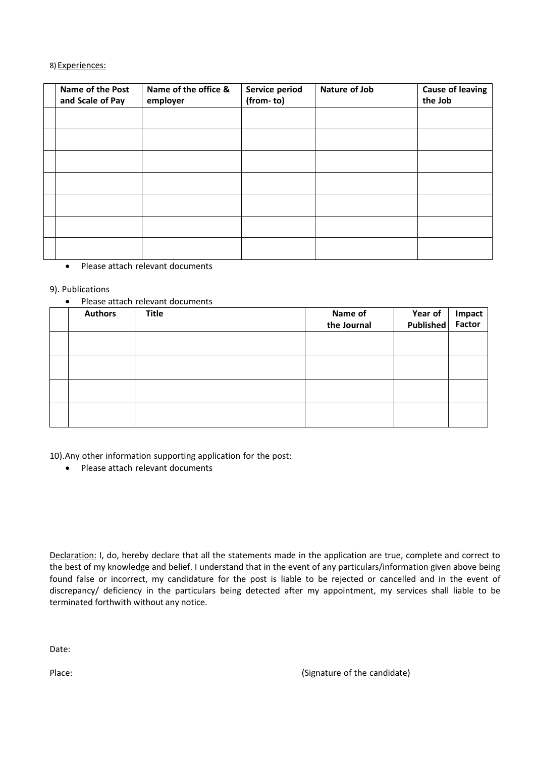8) <u>Experiences:</u>

| | Name of the Post and Scale of Pay | Name of the office & employer | Service period (from- to) | Nature of Job | Cause of leaving the Job |
|---|---|---|---|---|---|
| | | | | | |
| | | | | | |
| | | | | | |
| | | | | | |
| | | | | | |
| | | | | | |
| | | | | | |

- Please attach relevant documents

9). Publications

- Please attach relevant documents

| | Authors | Title | Name of the Journal | Year of Published | Impact Factor |
|---|---|---|---|---|---|
| | | | | | |
| | | | | | |
| | | | | | |
| | | | | | |

10).Any other information supporting application for the post:

- Please attach relevant documents

<u>Declaration:</u> I, do, hereby declare that all the statements made in the application are true, complete and correct to the best of my knowledge and belief. I understand that in the event of any particulars/information given above being found false or incorrect, my candidature for the post is liable to be rejected or cancelled and in the event of discrepancy/ deficiency in the particulars being detected after my appointment, my services shall liable to be terminated forthwith without any notice.

Date:

Place: (Signature of the candidate)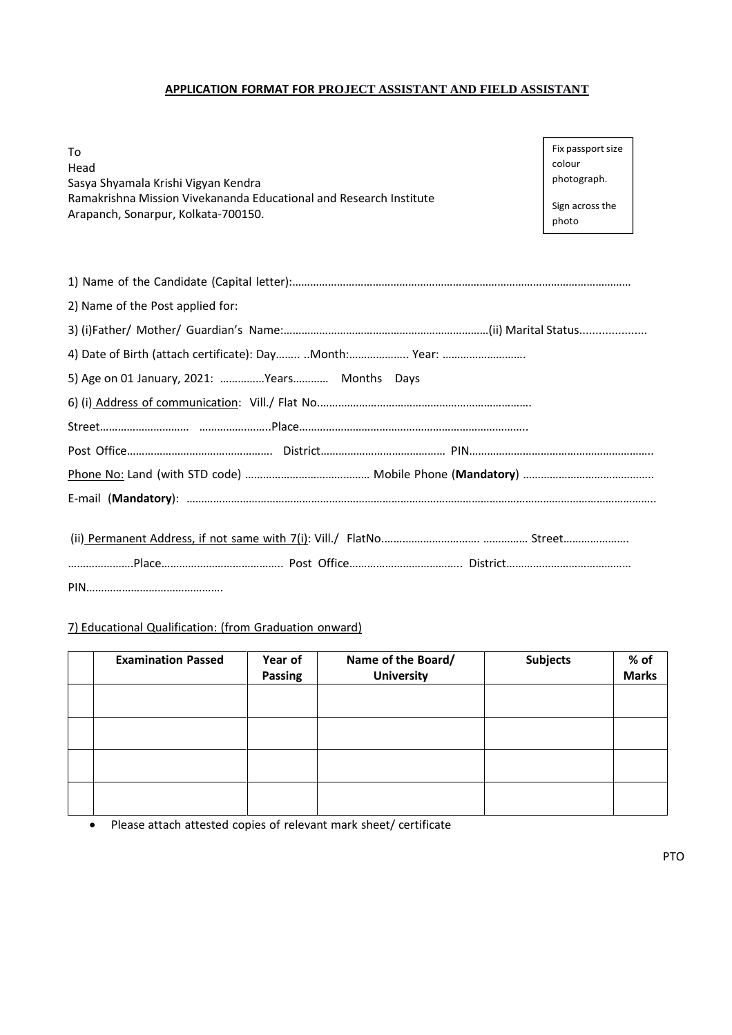## APPLICATION FORMAT FOR PROJECT ASSISTANT AND FIELD ASSISTANT

To
Head
Sasya Shyamala Krishi Vigyan Kendra
Ramakrishna Mission Vivekananda Educational and Research Institute
Arapanch, Sonarpur, Kolkata-700150.

Fix passport size colour photograph.

Sign across the photo

1) Name of the Candidate (Capital letter):…………………………………………………………………………………………………

2) Name of the Post applied for:

3) (i)Father/ Mother/ Guardian's Name:…………………………………………………………… (ii) Marital Status....................

4) Date of Birth (attach certificate): Day…….. ..Month:……………….. Year: ……………………….

5) Age on 01 January, 2021: ……………Years………… Months Days

6) (i) Address of communication: Vill./ Flat No……………………………………………………………….

Street………………………… ………………….. Place…………………………………………………………………..

Post Office………………………………………… District…………………………………… PIN……………………………………………………..

Phone No: Land (with STD code) …………………………………… Mobile Phone (**Mandatory**) ……………………………………..

E-mail (**Mandatory**): ………………………………………………………………………………………………………………………………………..

(ii) Permanent Address, if not same with 7(i): Vill./ FlatNo……………………………. …………… Street………………….

………………….Place………………………………….. Post Office……………………………….. District……………………………………

PIN……………………………………….

7) Educational Qualification: (from Graduation onward)

| | Examination Passed | Year of Passing | Name of the Board/ University | Subjects | % of Marks |
|---|---|---|---|---|---|
| | | | | | |
| | | | | | |
| | | | | | |
| | | | | | |

- Please attach attested copies of relevant mark sheet/ certificate

PTO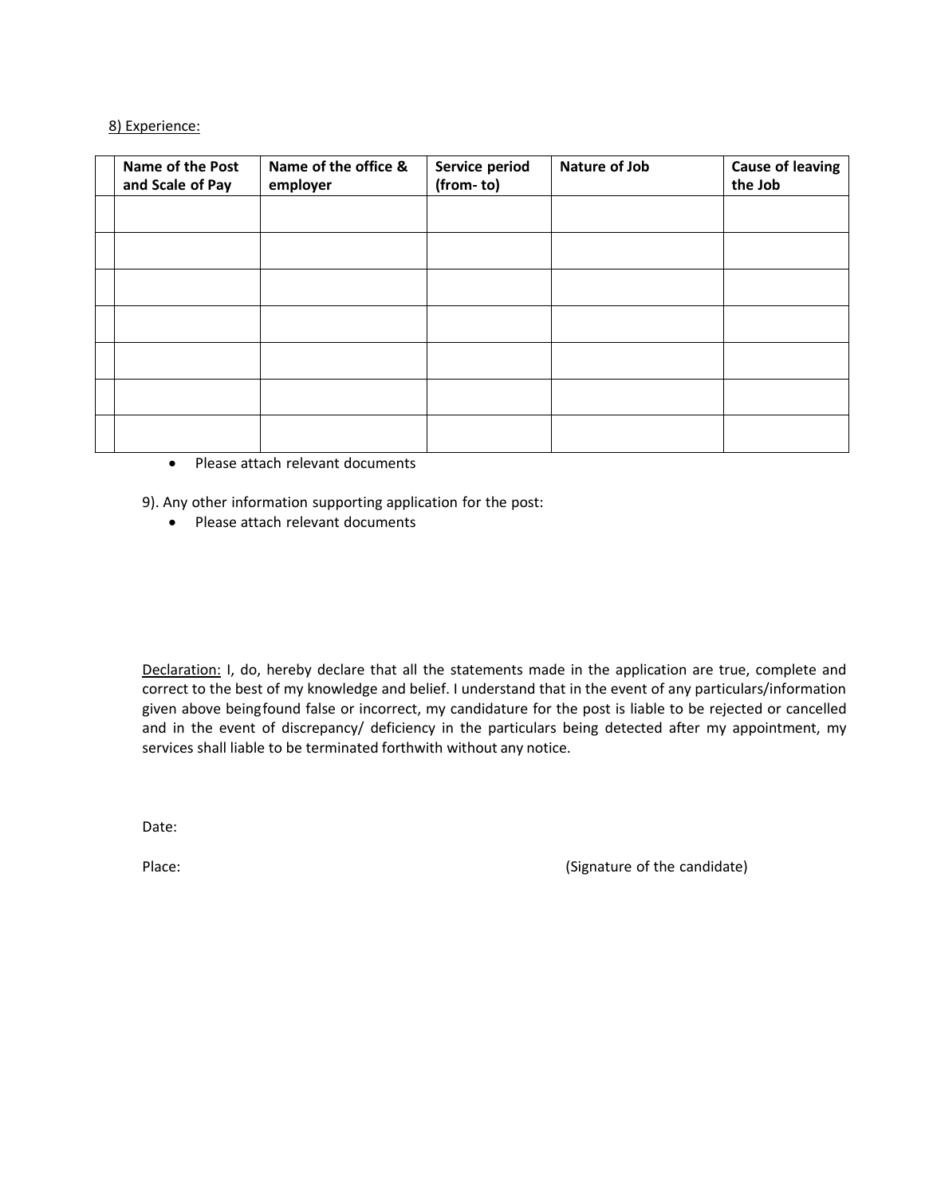8) Experience:

| | Name of the Post and Scale of Pay | Name of the office & employer | Service period (from- to) | Nature of Job | Cause of leaving the Job |
|---|---|---|---|---|---|
| | | | | | |
| | | | | | |
| | | | | | |
| | | | | | |
| | | | | | |
| | | | | | |
| | | | | | |

- Please attach relevant documents

9). Any other information supporting application for the post:

- Please attach relevant documents

Declaration: I, do, hereby declare that all the statements made in the application are true, complete and correct to the best of my knowledge and belief. I understand that in the event of any particulars/information given above beingfound false or incorrect, my candidature for the post is liable to be rejected or cancelled and in the event of discrepancy/ deficiency in the particulars being detected after my appointment, my services shall liable to be terminated forthwith without any notice.

Date:

Place: (Signature of the candidate)